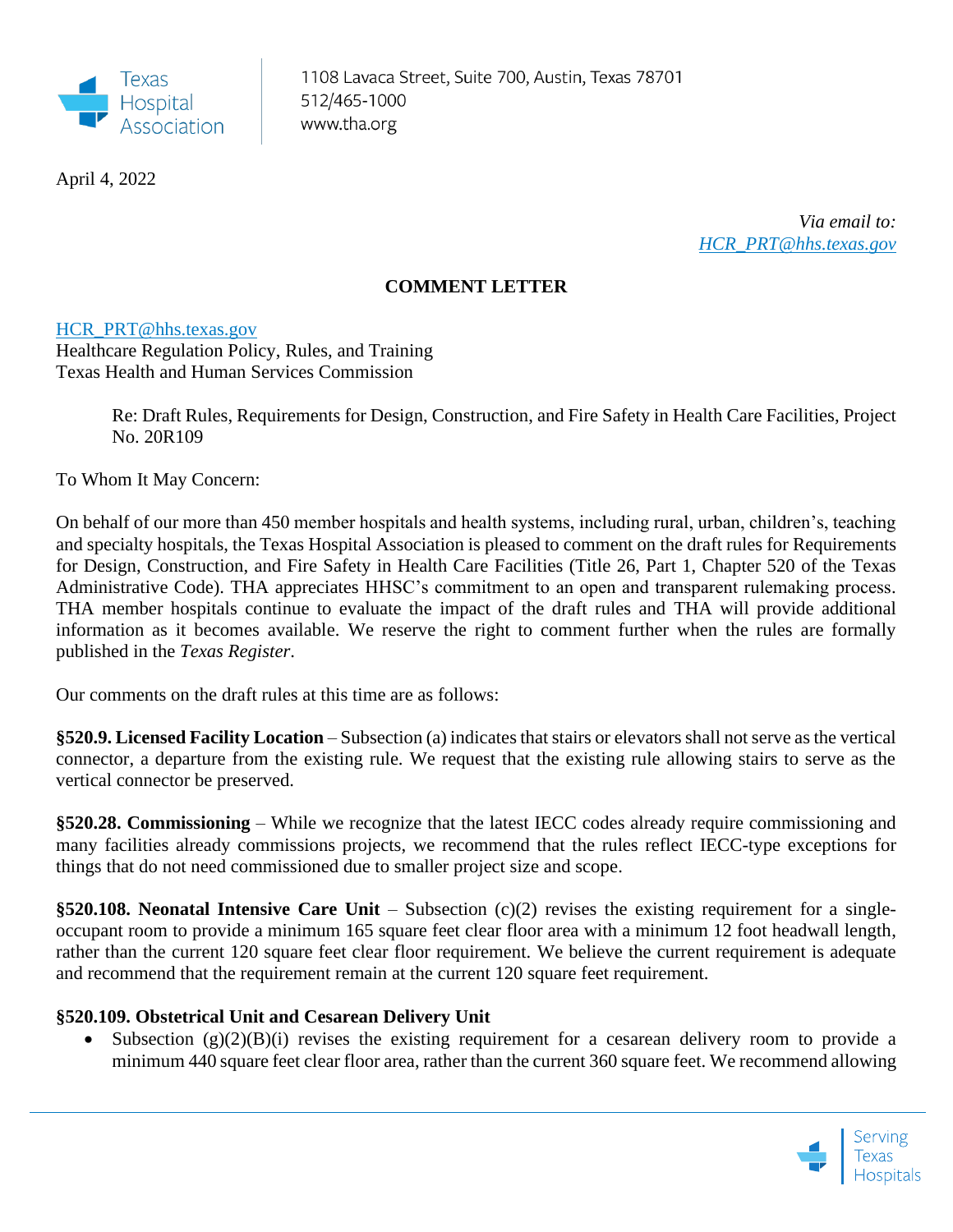Texas Hospital Association

1108 Lavaca Street, Suite 700, Austin, Texas 78701
512/465-1000
www.tha.org

April 4, 2022

*Via email to:*
*HCR_PRT@hhs.texas.gov*

**COMMENT LETTER**

HCR_PRT@hhs.texas.gov
Healthcare Regulation Policy, Rules, and Training
Texas Health and Human Services Commission

Re: Draft Rules, Requirements for Design, Construction, and Fire Safety in Health Care Facilities, Project No. 20R109

To Whom It May Concern:

On behalf of our more than 450 member hospitals and health systems, including rural, urban, children's, teaching and specialty hospitals, the Texas Hospital Association is pleased to comment on the draft rules for Requirements for Design, Construction, and Fire Safety in Health Care Facilities (Title 26, Part 1, Chapter 520 of the Texas Administrative Code). THA appreciates HHSC's commitment to an open and transparent rulemaking process. THA member hospitals continue to evaluate the impact of the draft rules and THA will provide additional information as it becomes available. We reserve the right to comment further when the rules are formally published in the *Texas Register*.

Our comments on the draft rules at this time are as follows:

**§520.9. Licensed Facility Location** – Subsection (a) indicates that stairs or elevators shall not serve as the vertical connector, a departure from the existing rule. We request that the existing rule allowing stairs to serve as the vertical connector be preserved.

**§520.28. Commissioning** – While we recognize that the latest IECC codes already require commissioning and many facilities already commissions projects, we recommend that the rules reflect IECC-type exceptions for things that do not need commissioned due to smaller project size and scope.

**§520.108. Neonatal Intensive Care Unit** – Subsection (c)(2) revises the existing requirement for a single-occupant room to provide a minimum 165 square feet clear floor area with a minimum 12 foot headwall length, rather than the current 120 square feet clear floor requirement. We believe the current requirement is adequate and recommend that the requirement remain at the current 120 square feet requirement.

**§520.109. Obstetrical Unit and Cesarean Delivery Unit**

- Subsection (g)(2)(B)(i) revises the existing requirement for a cesarean delivery room to provide a minimum 440 square feet clear floor area, rather than the current 360 square feet. We recommend allowing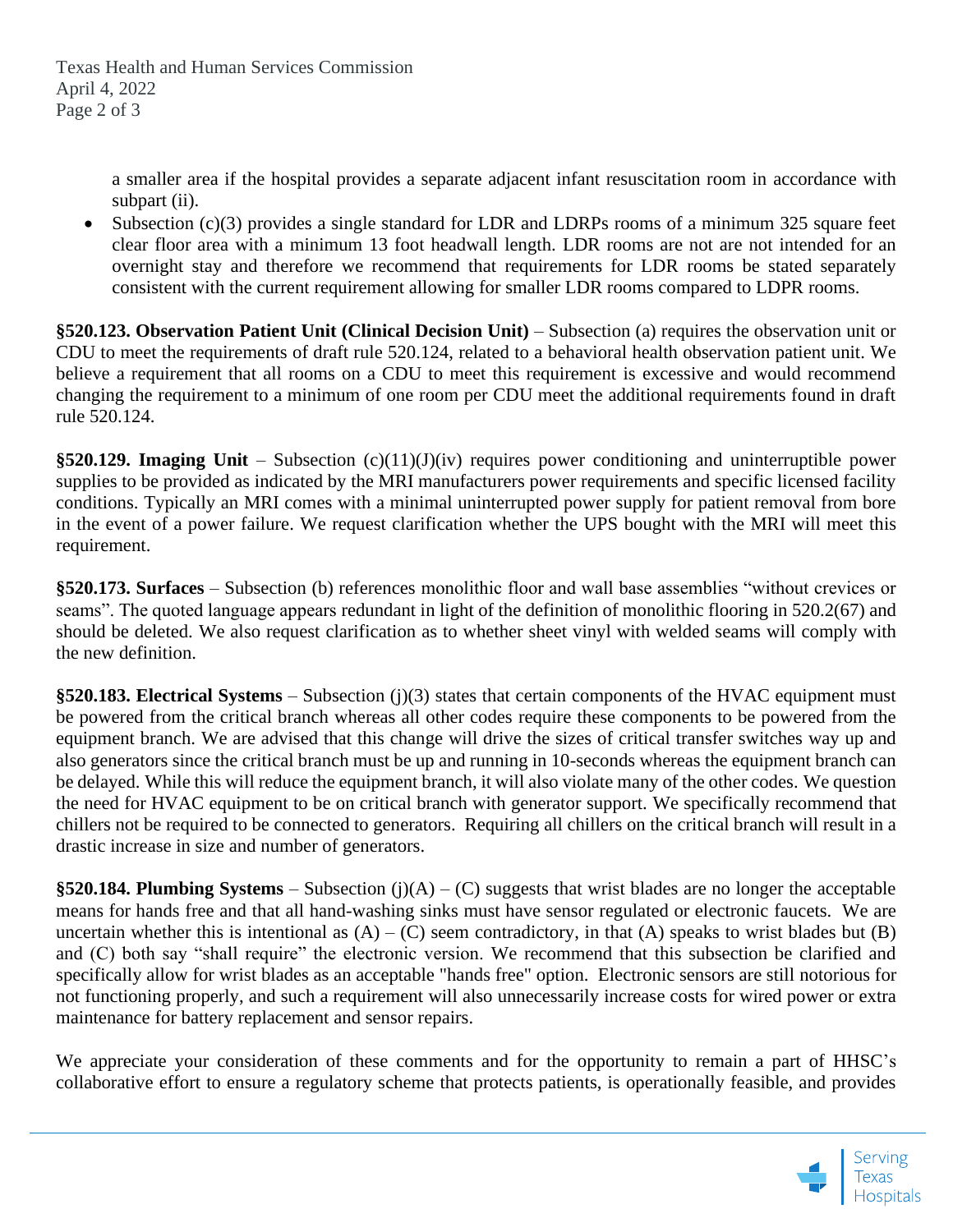a smaller area if the hospital provides a separate adjacent infant resuscitation room in accordance with subpart (ii).

- Subsection (c)(3) provides a single standard for LDR and LDRPs rooms of a minimum 325 square feet clear floor area with a minimum 13 foot headwall length. LDR rooms are not are not intended for an overnight stay and therefore we recommend that requirements for LDR rooms be stated separately consistent with the current requirement allowing for smaller LDR rooms compared to LDPR rooms.

**§520.123. Observation Patient Unit (Clinical Decision Unit)** – Subsection (a) requires the observation unit or CDU to meet the requirements of draft rule 520.124, related to a behavioral health observation patient unit. We believe a requirement that all rooms on a CDU to meet this requirement is excessive and would recommend changing the requirement to a minimum of one room per CDU meet the additional requirements found in draft rule 520.124.

**§520.129. Imaging Unit** – Subsection (c)(11)(J)(iv) requires power conditioning and uninterruptible power supplies to be provided as indicated by the MRI manufacturers power requirements and specific licensed facility conditions. Typically an MRI comes with a minimal uninterrupted power supply for patient removal from bore in the event of a power failure. We request clarification whether the UPS bought with the MRI will meet this requirement.

**§520.173. Surfaces** – Subsection (b) references monolithic floor and wall base assemblies "without crevices or seams". The quoted language appears redundant in light of the definition of monolithic flooring in 520.2(67) and should be deleted. We also request clarification as to whether sheet vinyl with welded seams will comply with the new definition.

**§520.183. Electrical Systems** – Subsection (j)(3) states that certain components of the HVAC equipment must be powered from the critical branch whereas all other codes require these components to be powered from the equipment branch. We are advised that this change will drive the sizes of critical transfer switches way up and also generators since the critical branch must be up and running in 10-seconds whereas the equipment branch can be delayed. While this will reduce the equipment branch, it will also violate many of the other codes. We question the need for HVAC equipment to be on critical branch with generator support. We specifically recommend that chillers not be required to be connected to generators. Requiring all chillers on the critical branch will result in a drastic increase in size and number of generators.

**§520.184. Plumbing Systems** – Subsection (j)(A) – (C) suggests that wrist blades are no longer the acceptable means for hands free and that all hand-washing sinks must have sensor regulated or electronic faucets. We are uncertain whether this is intentional as (A) – (C) seem contradictory, in that (A) speaks to wrist blades but (B) and (C) both say "shall require" the electronic version. We recommend that this subsection be clarified and specifically allow for wrist blades as an acceptable "hands free" option. Electronic sensors are still notorious for not functioning properly, and such a requirement will also unnecessarily increase costs for wired power or extra maintenance for battery replacement and sensor repairs.

We appreciate your consideration of these comments and for the opportunity to remain a part of HHSC's collaborative effort to ensure a regulatory scheme that protects patients, is operationally feasible, and provides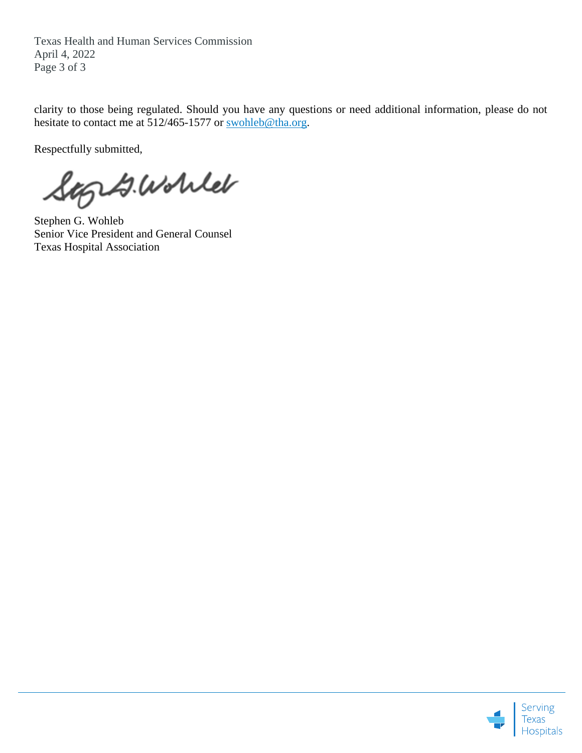clarity to those being regulated. Should you have any questions or need additional information, please do not hesitate to contact me at 512/465-1577 or swohleb@tha.org.

Respectfully submitted,

Stephen G. Wohleb
Senior Vice President and General Counsel
Texas Hospital Association